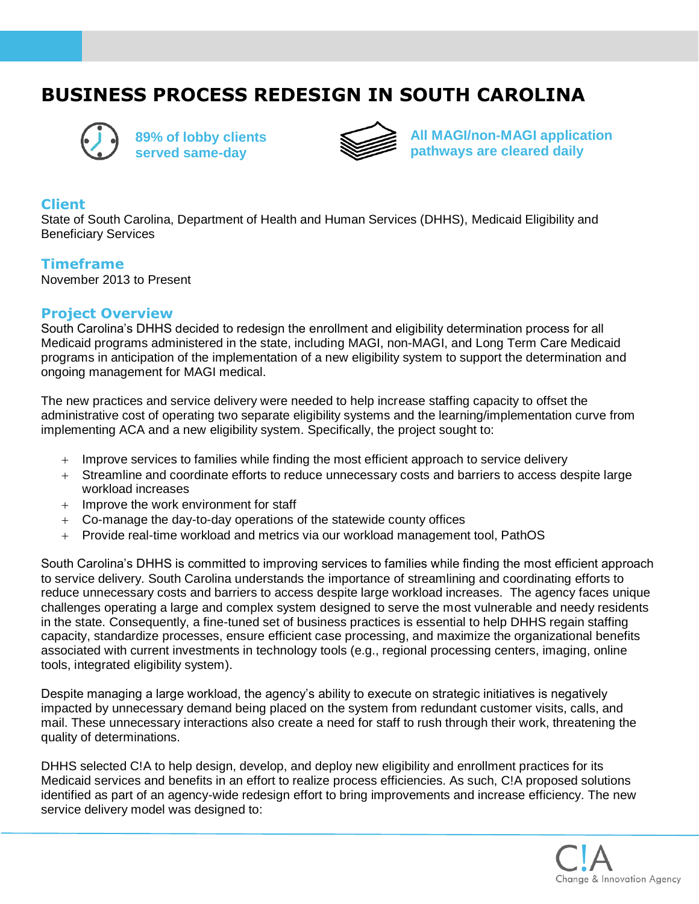# BUSINESS PROCESS REDESIGN IN SOUTH CAROLINA

**89% of lobby clients served same-day**

**All MAGI/non-MAGI application pathways are cleared daily**

## Client

State of South Carolina, Department of Health and Human Services (DHHS), Medicaid Eligibility and Beneficiary Services

## Timeframe

November 2013 to Present

## Project Overview

South Carolina's DHHS decided to redesign the enrollment and eligibility determination process for all Medicaid programs administered in the state, including MAGI, non-MAGI, and Long Term Care Medicaid programs in anticipation of the implementation of a new eligibility system to support the determination and ongoing management for MAGI medical.

The new practices and service delivery were needed to help increase staffing capacity to offset the administrative cost of operating two separate eligibility systems and the learning/implementation curve from implementing ACA and a new eligibility system. Specifically, the project sought to:

+ Improve services to families while finding the most efficient approach to service delivery
+ Streamline and coordinate efforts to reduce unnecessary costs and barriers to access despite large workload increases
+ Improve the work environment for staff
+ Co-manage the day-to-day operations of the statewide county offices
+ Provide real-time workload and metrics via our workload management tool, PathOS

South Carolina's DHHS is committed to improving services to families while finding the most efficient approach to service delivery. South Carolina understands the importance of streamlining and coordinating efforts to reduce unnecessary costs and barriers to access despite large workload increases. The agency faces unique challenges operating a large and complex system designed to serve the most vulnerable and needy residents in the state. Consequently, a fine-tuned set of business practices is essential to help DHHS regain staffing capacity, standardize processes, ensure efficient case processing, and maximize the organizational benefits associated with current investments in technology tools (e.g., regional processing centers, imaging, online tools, integrated eligibility system).

Despite managing a large workload, the agency's ability to execute on strategic initiatives is negatively impacted by unnecessary demand being placed on the system from redundant customer visits, calls, and mail. These unnecessary interactions also create a need for staff to rush through their work, threatening the quality of determinations.

DHHS selected C!A to help design, develop, and deploy new eligibility and enrollment practices for its Medicaid services and benefits in an effort to realize process efficiencies. As such, C!A proposed solutions identified as part of an agency-wide redesign effort to bring improvements and increase efficiency. The new service delivery model was designed to: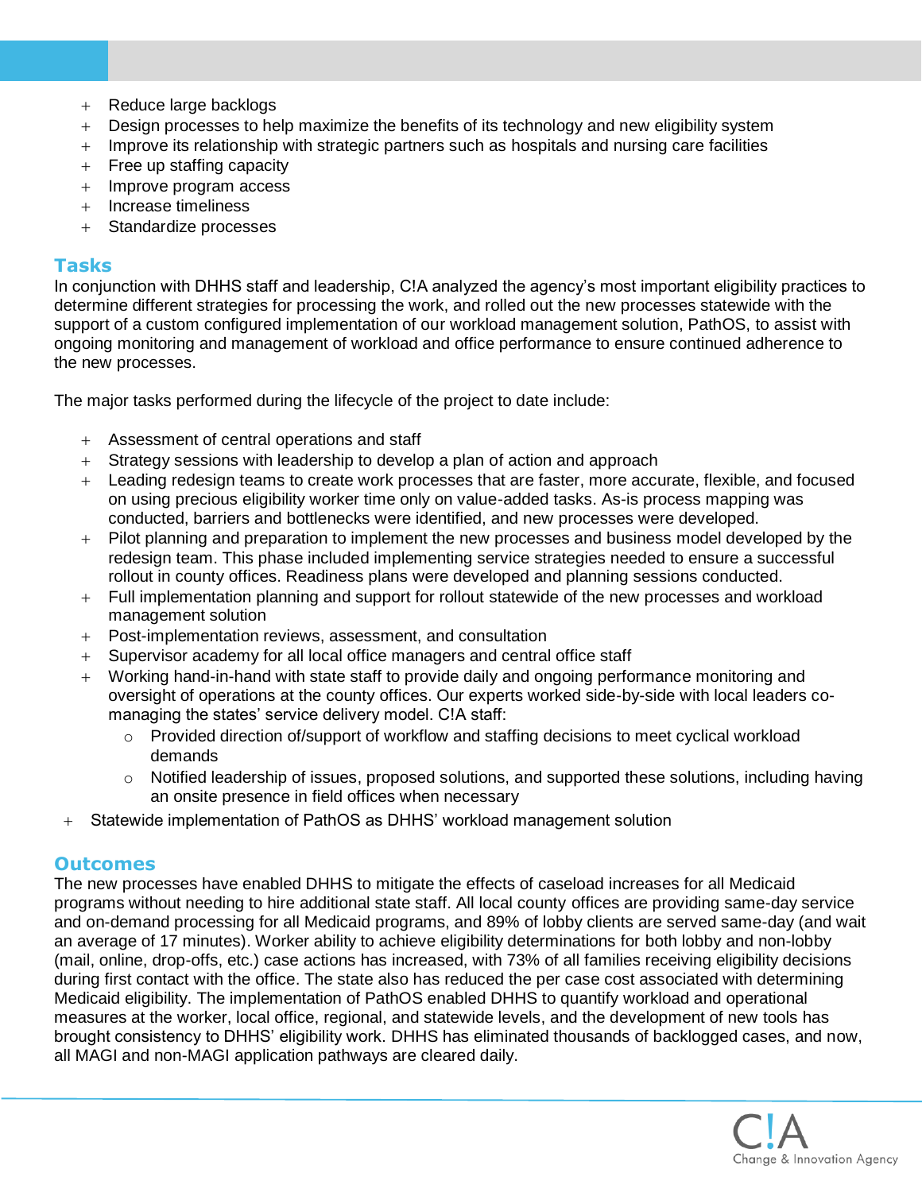- Reduce large backlogs
- Design processes to help maximize the benefits of its technology and new eligibility system
- Improve its relationship with strategic partners such as hospitals and nursing care facilities
- Free up staffing capacity
- Improve program access
- Increase timeliness
- Standardize processes

## Tasks

In conjunction with DHHS staff and leadership, C!A analyzed the agency's most important eligibility practices to determine different strategies for processing the work, and rolled out the new processes statewide with the support of a custom configured implementation of our workload management solution, PathOS, to assist with ongoing monitoring and management of workload and office performance to ensure continued adherence to the new processes.

The major tasks performed during the lifecycle of the project to date include:

- Assessment of central operations and staff
- Strategy sessions with leadership to develop a plan of action and approach
- Leading redesign teams to create work processes that are faster, more accurate, flexible, and focused on using precious eligibility worker time only on value-added tasks. As-is process mapping was conducted, barriers and bottlenecks were identified, and new processes were developed.
- Pilot planning and preparation to implement the new processes and business model developed by the redesign team. This phase included implementing service strategies needed to ensure a successful rollout in county offices. Readiness plans were developed and planning sessions conducted.
- Full implementation planning and support for rollout statewide of the new processes and workload management solution
- Post-implementation reviews, assessment, and consultation
- Supervisor academy for all local office managers and central office staff
- Working hand-in-hand with state staff to provide daily and ongoing performance monitoring and oversight of operations at the county offices. Our experts worked side-by-side with local leaders co-managing the states' service delivery model. C!A staff:
  - Provided direction of/support of workflow and staffing decisions to meet cyclical workload demands
  - Notified leadership of issues, proposed solutions, and supported these solutions, including having an onsite presence in field offices when necessary
- Statewide implementation of PathOS as DHHS' workload management solution

## Outcomes

The new processes have enabled DHHS to mitigate the effects of caseload increases for all Medicaid programs without needing to hire additional state staff. All local county offices are providing same-day service and on-demand processing for all Medicaid programs, and 89% of lobby clients are served same-day (and wait an average of 17 minutes). Worker ability to achieve eligibility determinations for both lobby and non-lobby (mail, online, drop-offs, etc.) case actions has increased, with 73% of all families receiving eligibility decisions during first contact with the office. The state also has reduced the per case cost associated with determining Medicaid eligibility. The implementation of PathOS enabled DHHS to quantify workload and operational measures at the worker, local office, regional, and statewide levels, and the development of new tools has brought consistency to DHHS' eligibility work. DHHS has eliminated thousands of backlogged cases, and now, all MAGI and non-MAGI application pathways are cleared daily.